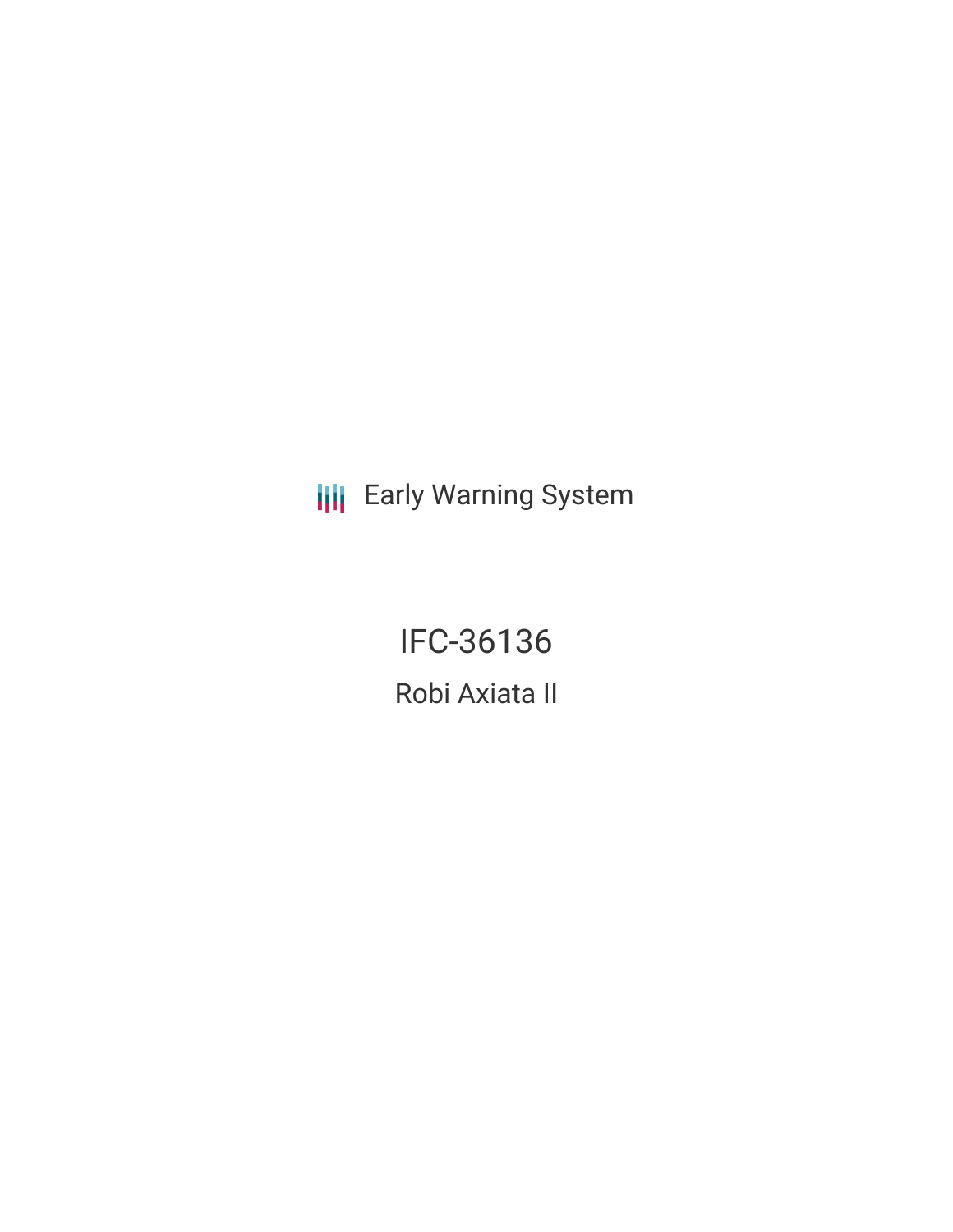Early Warning System

# IFC-36136

## Robi Axiata II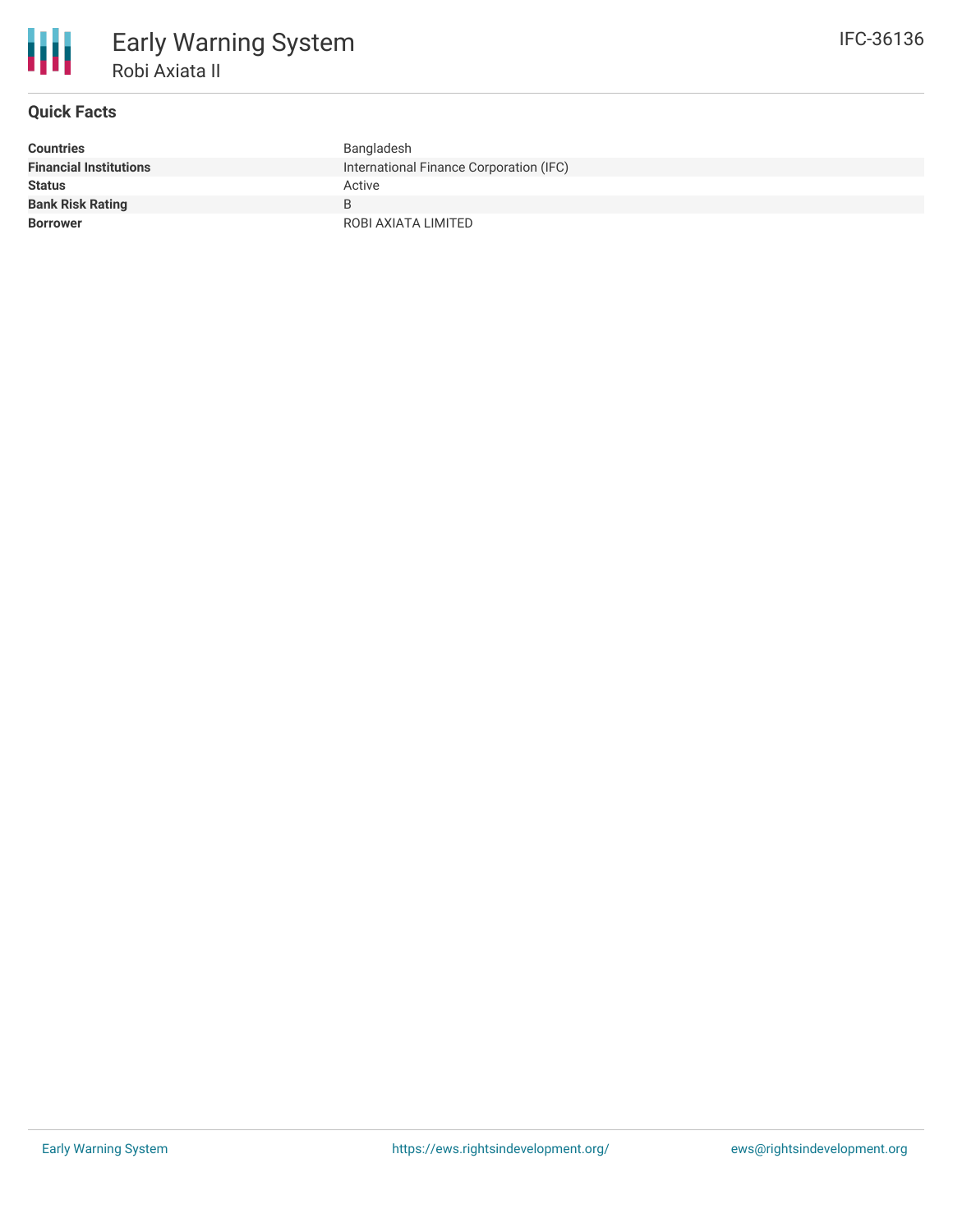# Early Warning System

## Robi Axiata II

IFC-36136

### Quick Facts

| | |
|---|---|
| **Countries** | Bangladesh |
| **Financial Institutions** | International Finance Corporation (IFC) |
| **Status** | Active |
| **Bank Risk Rating** | B |
| **Borrower** | ROBI AXIATA LIMITED |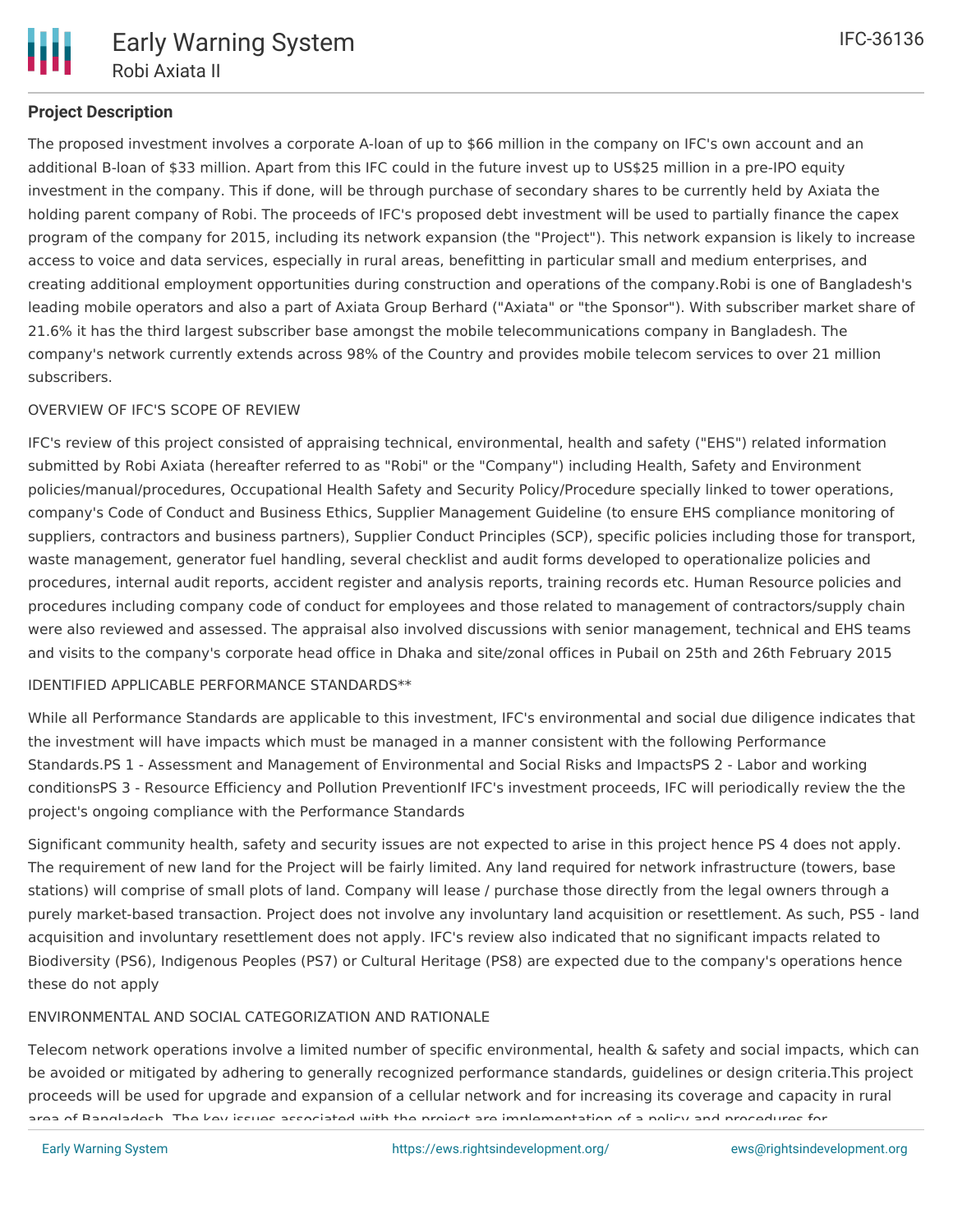### Project Description

The proposed investment involves a corporate A-loan of up to $66 million in the company on IFC's own account and an additional B-loan of $33 million. Apart from this IFC could in the future invest up to US$25 million in a pre-IPO equity investment in the company. This if done, will be through purchase of secondary shares to be currently held by Axiata the holding parent company of Robi. The proceeds of IFC's proposed debt investment will be used to partially finance the capex program of the company for 2015, including its network expansion (the "Project"). This network expansion is likely to increase access to voice and data services, especially in rural areas, benefitting in particular small and medium enterprises, and creating additional employment opportunities during construction and operations of the company.Robi is one of Bangladesh's leading mobile operators and also a part of Axiata Group Berhard ("Axiata" or "the Sponsor"). With subscriber market share of 21.6% it has the third largest subscriber base amongst the mobile telecommunications company in Bangladesh. The company's network currently extends across 98% of the Country and provides mobile telecom services to over 21 million subscribers.

OVERVIEW OF IFC'S SCOPE OF REVIEW

IFC's review of this project consisted of appraising technical, environmental, health and safety ("EHS") related information submitted by Robi Axiata (hereafter referred to as "Robi" or the "Company") including Health, Safety and Environment policies/manual/procedures, Occupational Health Safety and Security Policy/Procedure specially linked to tower operations, company's Code of Conduct and Business Ethics, Supplier Management Guideline (to ensure EHS compliance monitoring of suppliers, contractors and business partners), Supplier Conduct Principles (SCP), specific policies including those for transport, waste management, generator fuel handling, several checklist and audit forms developed to operationalize policies and procedures, internal audit reports, accident register and analysis reports, training records etc. Human Resource policies and procedures including company code of conduct for employees and those related to management of contractors/supply chain were also reviewed and assessed. The appraisal also involved discussions with senior management, technical and EHS teams and visits to the company's corporate head office in Dhaka and site/zonal offices in Pubail on 25th and 26th February 2015

IDENTIFIED APPLICABLE PERFORMANCE STANDARDS**

While all Performance Standards are applicable to this investment, IFC's environmental and social due diligence indicates that the investment will have impacts which must be managed in a manner consistent with the following Performance Standards.PS 1 - Assessment and Management of Environmental and Social Risks and ImpactsPS 2 - Labor and working conditionsPS 3 - Resource Efficiency and Pollution PreventionIf IFC's investment proceeds, IFC will periodically review the the project's ongoing compliance with the Performance Standards

Significant community health, safety and security issues are not expected to arise in this project hence PS 4 does not apply. The requirement of new land for the Project will be fairly limited. Any land required for network infrastructure (towers, base stations) will comprise of small plots of land. Company will lease / purchase those directly from the legal owners through a purely market-based transaction. Project does not involve any involuntary land acquisition or resettlement. As such, PS5 - land acquisition and involuntary resettlement does not apply. IFC's review also indicated that no significant impacts related to Biodiversity (PS6), Indigenous Peoples (PS7) or Cultural Heritage (PS8) are expected due to the company's operations hence these do not apply

ENVIRONMENTAL AND SOCIAL CATEGORIZATION AND RATIONALE

Telecom network operations involve a limited number of specific environmental, health & safety and social impacts, which can be avoided or mitigated by adhering to generally recognized performance standards, guidelines or design criteria.This project proceeds will be used for upgrade and expansion of a cellular network and for increasing its coverage and capacity in rural area of Bangladesh. The key issues associated with the project are implementation of a policy and procedures for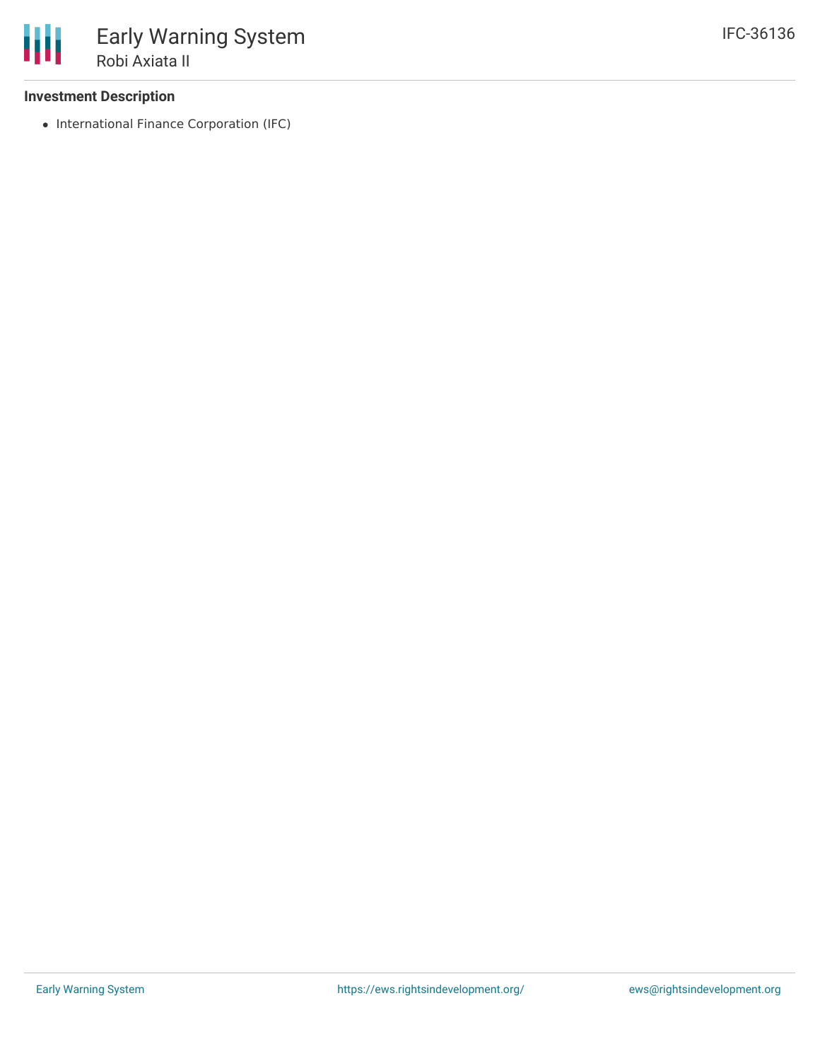### Investment Description

- International Finance Corporation (IFC)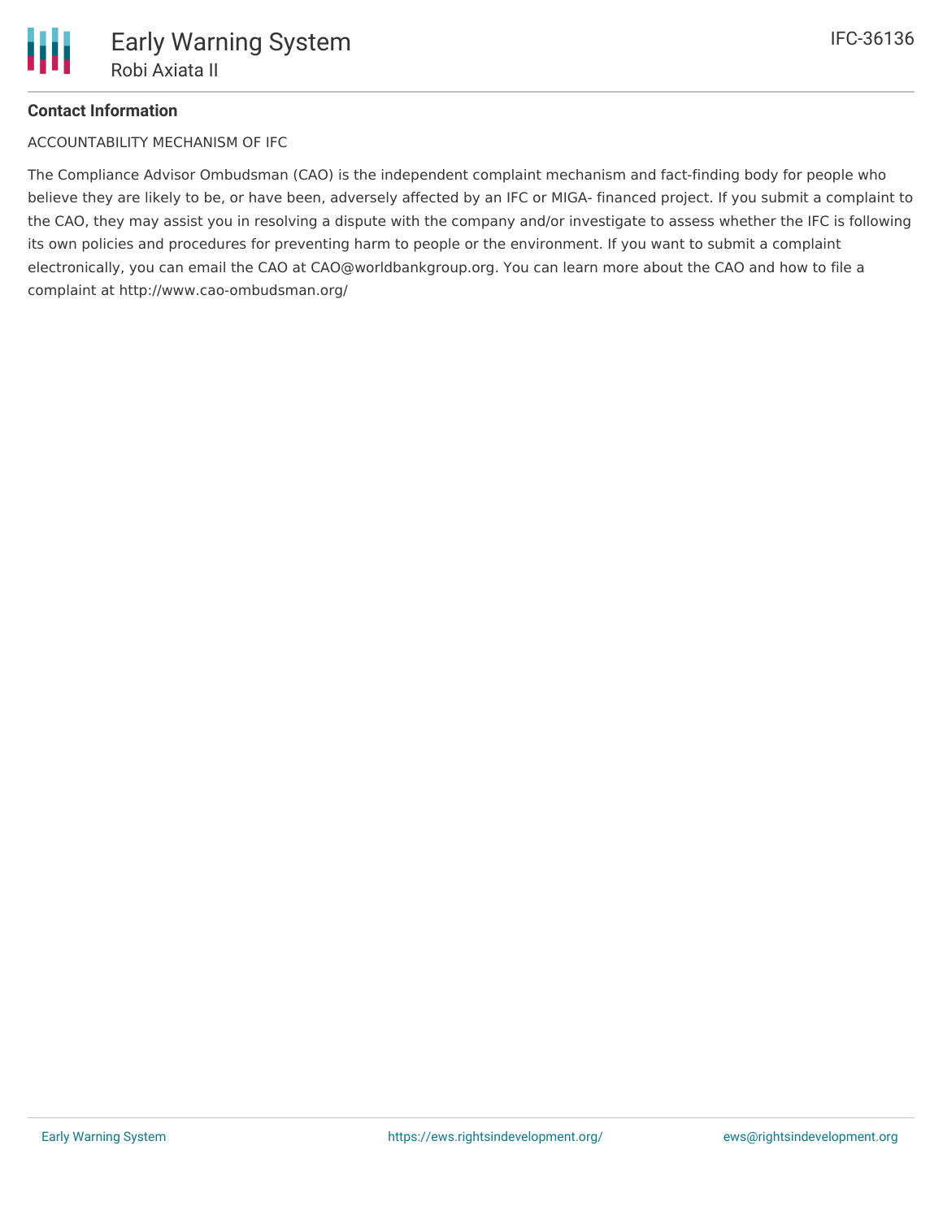**Contact Information**

ACCOUNTABILITY MECHANISM OF IFC

The Compliance Advisor Ombudsman (CAO) is the independent complaint mechanism and fact-finding body for people who believe they are likely to be, or have been, adversely affected by an IFC or MIGA- financed project. If you submit a complaint to the CAO, they may assist you in resolving a dispute with the company and/or investigate to assess whether the IFC is following its own policies and procedures for preventing harm to people or the environment. If you want to submit a complaint electronically, you can email the CAO at CAO@worldbankgroup.org. You can learn more about the CAO and how to file a complaint at http://www.cao-ombudsman.org/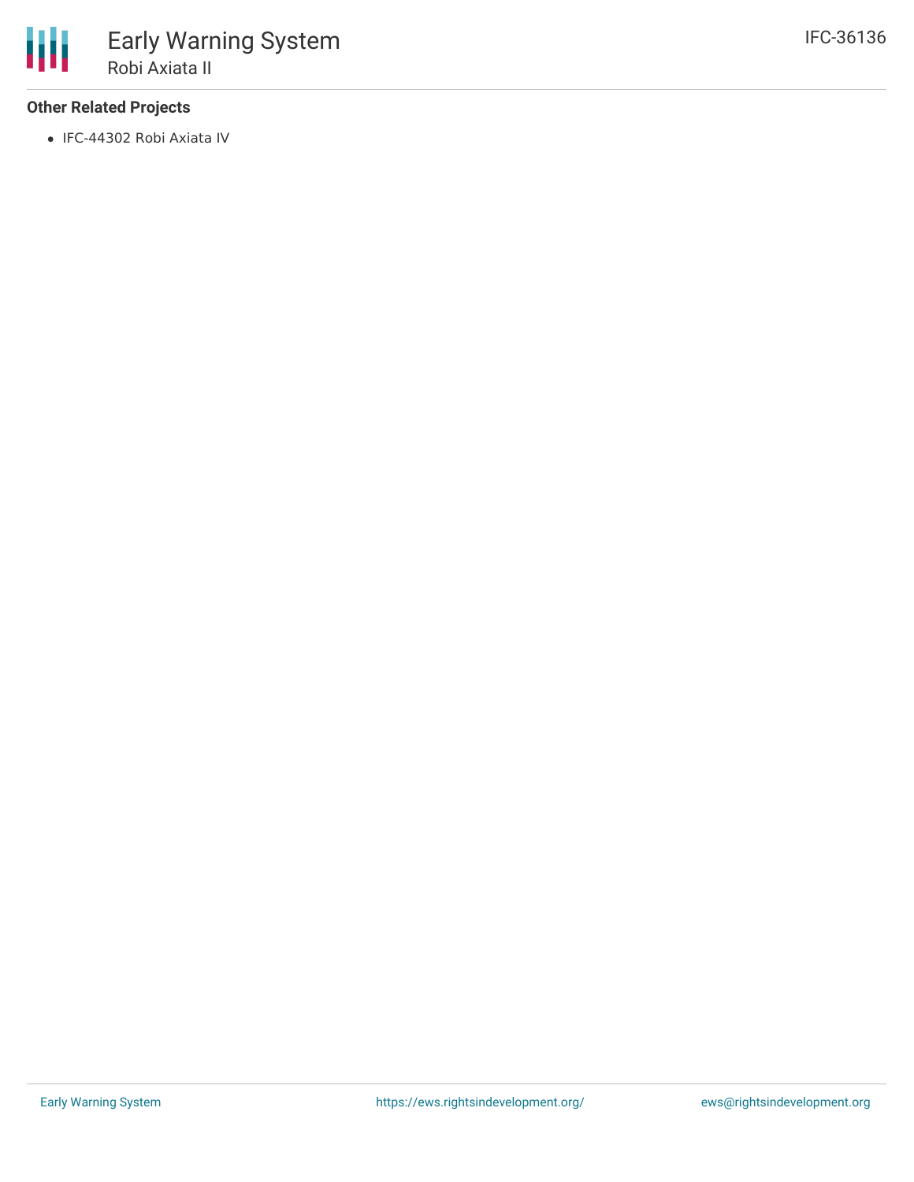**Other Related Projects**

- IFC-44302 Robi Axiata IV